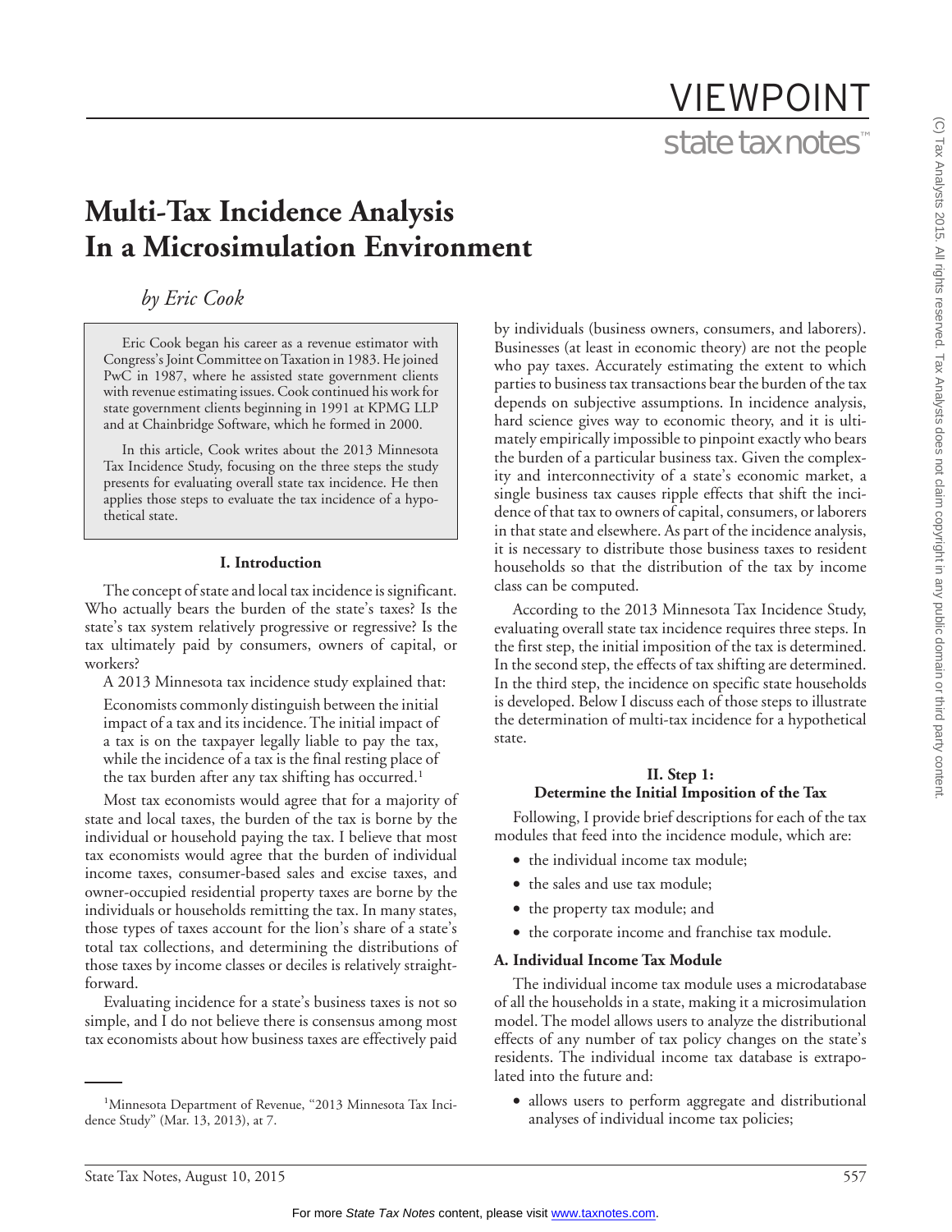# Multi-Tax Incidence Analysis In a Microsimulation Environment

*by Eric Cook*

Eric Cook began his career as a revenue estimator with Congress's Joint Committee on Taxation in 1983. He joined PwC in 1987, where he assisted state government clients with revenue estimating issues. Cook continued his work for state government clients beginning in 1991 at KPMG LLP and at Chainbridge Software, which he formed in 2000.

In this article, Cook writes about the 2013 Minnesota Tax Incidence Study, focusing on the three steps the study presents for evaluating overall state tax incidence. He then applies those steps to evaluate the tax incidence of a hypothetical state.

## I. Introduction

The concept of state and local tax incidence is significant. Who actually bears the burden of the state's taxes? Is the state's tax system relatively progressive or regressive? Is the tax ultimately paid by consumers, owners of capital, or workers?

A 2013 Minnesota tax incidence study explained that:

> Economists commonly distinguish between the initial impact of a tax and its incidence. The initial impact of a tax is on the taxpayer legally liable to pay the tax, while the incidence of a tax is the final resting place of the tax burden after any tax shifting has occurred.[1]

Most tax economists would agree that for a majority of state and local taxes, the burden of the tax is borne by the individual or household paying the tax. I believe that most tax economists would agree that the burden of individual income taxes, consumer-based sales and excise taxes, and owner-occupied residential property taxes are borne by the individuals or households remitting the tax. In many states, those types of taxes account for the lion's share of a state's total tax collections, and determining the distributions of those taxes by income classes or deciles is relatively straightforward.

Evaluating incidence for a state's business taxes is not so simple, and I do not believe there is consensus among most tax economists about how business taxes are effectively paid by individuals (business owners, consumers, and laborers). Businesses (at least in economic theory) are not the people who pay taxes. Accurately estimating the extent to which parties to business tax transactions bear the burden of the tax depends on subjective assumptions. In incidence analysis, hard science gives way to economic theory, and it is ultimately empirically impossible to pinpoint exactly who bears the burden of a particular business tax. Given the complexity and interconnectivity of a state's economic market, a single business tax causes ripple effects that shift the incidence of that tax to owners of capital, consumers, or laborers in that state and elsewhere. As part of the incidence analysis, it is necessary to distribute those business taxes to resident households so that the distribution of the tax by income class can be computed.

According to the 2013 Minnesota Tax Incidence Study, evaluating overall state tax incidence requires three steps. In the first step, the initial imposition of the tax is determined. In the second step, the effects of tax shifting are determined. In the third step, the incidence on specific state households is developed. Below I discuss each of those steps to illustrate the determination of multi-tax incidence for a hypothetical state.

## II. Step 1: Determine the Initial Imposition of the Tax

Following, I provide brief descriptions for each of the tax modules that feed into the incidence module, which are:

- the individual income tax module;
- the sales and use tax module;
- the property tax module; and
- the corporate income and franchise tax module.

### A. Individual Income Tax Module

The individual income tax module uses a microdatabase of all the households in a state, making it a microsimulation model. The model allows users to analyze the distributional effects of any number of tax policy changes on the state's residents. The individual income tax database is extrapolated into the future and:

- allows users to perform aggregate and distributional analyses of individual income tax policies;

[1] Minnesota Department of Revenue, "2013 Minnesota Tax Incidence Study" (Mar. 13, 2013), at 7.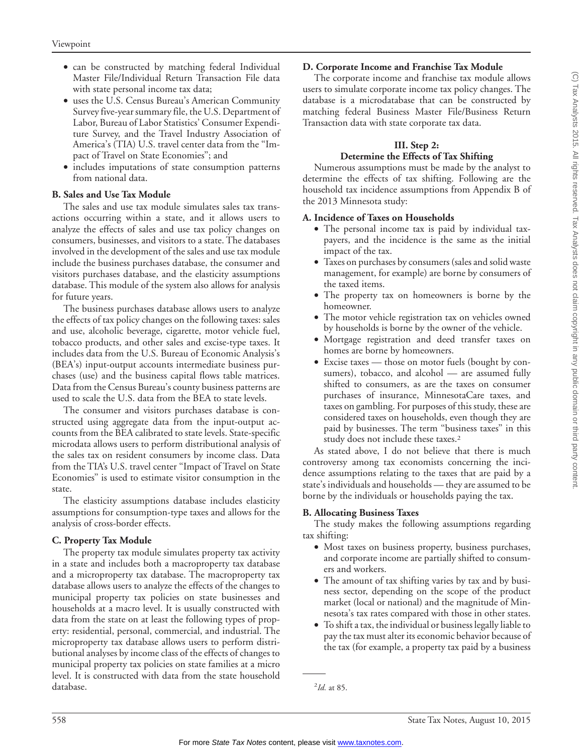- can be constructed by matching federal Individual Master File/Individual Return Transaction File data with state personal income tax data;
- uses the U.S. Census Bureau's American Community Survey five-year summary file, the U.S. Department of Labor, Bureau of Labor Statistics' Consumer Expenditure Survey, and the Travel Industry Association of America's (TIA) U.S. travel center data from the "Impact of Travel on State Economies"; and
- includes imputations of state consumption patterns from national data.

**B. Sales and Use Tax Module**

The sales and use tax module simulates sales tax transactions occurring within a state, and it allows users to analyze the effects of sales and use tax policy changes on consumers, businesses, and visitors to a state. The databases involved in the development of the sales and use tax module include the business purchases database, the consumer and visitors purchases database, and the elasticity assumptions database. This module of the system also allows for analysis for future years.

The business purchases database allows users to analyze the effects of tax policy changes on the following taxes: sales and use, alcoholic beverage, cigarette, motor vehicle fuel, tobacco products, and other sales and excise-type taxes. It includes data from the U.S. Bureau of Economic Analysis's (BEA's) input-output accounts intermediate business purchases (use) and the business capital flows table matrices. Data from the Census Bureau's county business patterns are used to scale the U.S. data from the BEA to state levels.

The consumer and visitors purchases database is constructed using aggregate data from the input-output accounts from the BEA calibrated to state levels. State-specific microdata allows users to perform distributional analysis of the sales tax on resident consumers by income class. Data from the TIA's U.S. travel center "Impact of Travel on State Economies" is used to estimate visitor consumption in the state.

The elasticity assumptions database includes elasticity assumptions for consumption-type taxes and allows for the analysis of cross-border effects.

**C. Property Tax Module**

The property tax module simulates property tax activity in a state and includes both a macroproperty tax database and a microproperty tax database. The macroproperty tax database allows users to analyze the effects of the changes to municipal property tax policies on state businesses and households at a macro level. It is usually constructed with data from the state on at least the following types of property: residential, personal, commercial, and industrial. The microproperty tax database allows users to perform distributional analyses by income class of the effects of changes to municipal property tax policies on state families at a micro level. It is constructed with data from the state household database.

**D. Corporate Income and Franchise Tax Module**

The corporate income and franchise tax module allows users to simulate corporate income tax policy changes. The database is a microdatabase that can be constructed by matching federal Business Master File/Business Return Transaction data with state corporate tax data.

## III. Step 2: Determine the Effects of Tax Shifting

Numerous assumptions must be made by the analyst to determine the effects of tax shifting. Following are the household tax incidence assumptions from Appendix B of the 2013 Minnesota study:

**A. Incidence of Taxes on Households**

- The personal income tax is paid by individual taxpayers, and the incidence is the same as the initial impact of the tax.
- Taxes on purchases by consumers (sales and solid waste management, for example) are borne by consumers of the taxed items.
- The property tax on homeowners is borne by the homeowner.
- The motor vehicle registration tax on vehicles owned by households is borne by the owner of the vehicle.
- Mortgage registration and deed transfer taxes on homes are borne by homeowners.
- Excise taxes — those on motor fuels (bought by consumers), tobacco, and alcohol — are assumed fully shifted to consumers, as are the taxes on consumer purchases of insurance, MinnesotaCare taxes, and taxes on gambling. For purposes of this study, these are considered taxes on households, even though they are paid by businesses. The term "business taxes" in this study does not include these taxes.[2]

As stated above, I do not believe that there is much controversy among tax economists concerning the incidence assumptions relating to the taxes that are paid by a state's individuals and households — they are assumed to be borne by the individuals or households paying the tax.

**B. Allocating Business Taxes**

The study makes the following assumptions regarding tax shifting:

- Most taxes on business property, business purchases, and corporate income are partially shifted to consumers and workers.
- The amount of tax shifting varies by tax and by business sector, depending on the scope of the product market (local or national) and the magnitude of Minnesota's tax rates compared with those in other states.
- To shift a tax, the individual or business legally liable to pay the tax must alter its economic behavior because of the tax (for example, a property tax paid by a business

---

[2] *Id.* at 85.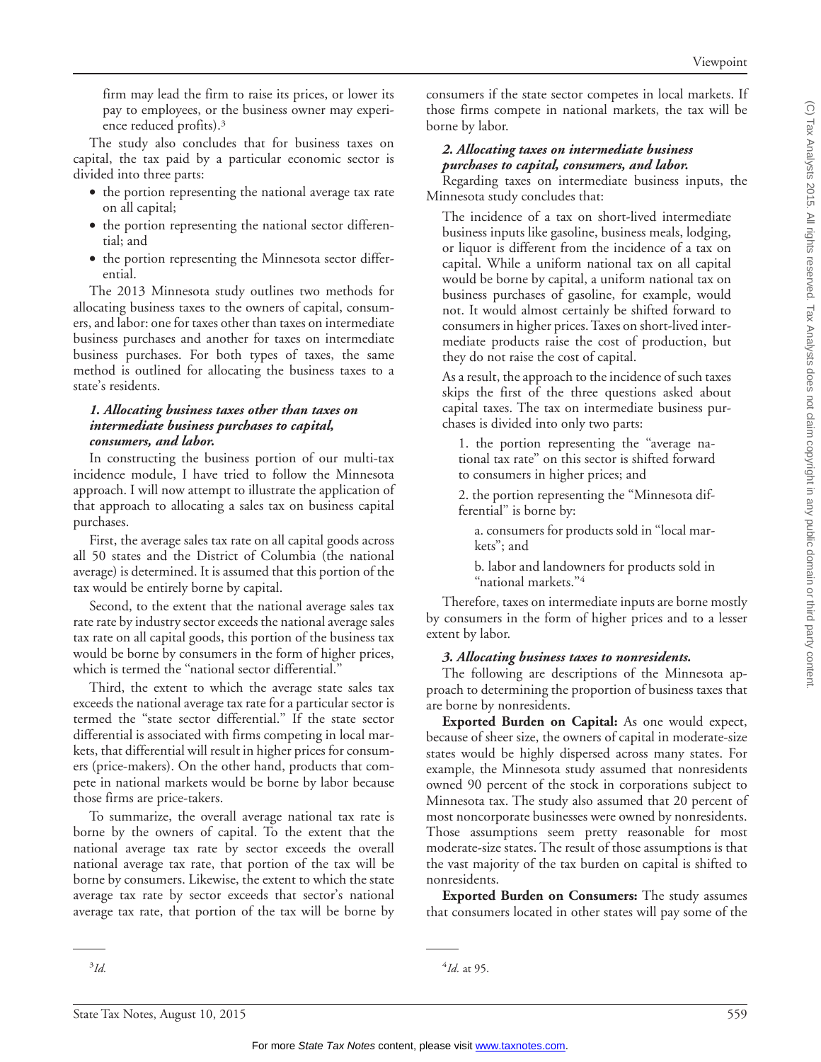firm may lead the firm to raise its prices, or lower its pay to employees, or the business owner may experience reduced profits).[3]

The study also concludes that for business taxes on capital, the tax paid by a particular economic sector is divided into three parts:

- the portion representing the national average tax rate on all capital;
- the portion representing the national sector differential; and
- the portion representing the Minnesota sector differential.

The 2013 Minnesota study outlines two methods for allocating business taxes to the owners of capital, consumers, and labor: one for taxes other than taxes on intermediate business purchases and another for taxes on intermediate business purchases. For both types of taxes, the same method is outlined for allocating the business taxes to a state's residents.

***1. Allocating business taxes other than taxes on intermediate business purchases to capital, consumers, and labor.***

In constructing the business portion of our multi-tax incidence module, I have tried to follow the Minnesota approach. I will now attempt to illustrate the application of that approach to allocating a sales tax on business capital purchases.

First, the average sales tax rate on all capital goods across all 50 states and the District of Columbia (the national average) is determined. It is assumed that this portion of the tax would be entirely borne by capital.

Second, to the extent that the national average sales tax rate rate by industry sector exceeds the national average sales tax rate on all capital goods, this portion of the business tax would be borne by consumers in the form of higher prices, which is termed the "national sector differential."

Third, the extent to which the average state sales tax exceeds the national average tax rate for a particular sector is termed the "state sector differential." If the state sector differential is associated with firms competing in local markets, that differential will result in higher prices for consumers (price-makers). On the other hand, products that compete in national markets would be borne by labor because those firms are price-takers.

To summarize, the overall average national tax rate is borne by the owners of capital. To the extent that the national average tax rate by sector exceeds the overall national average tax rate, that portion of the tax will be borne by consumers. Likewise, the extent to which the state average tax rate by sector exceeds that sector's national average tax rate, that portion of the tax will be borne by consumers if the state sector competes in local markets. If those firms compete in national markets, the tax will be borne by labor.

***2. Allocating taxes on intermediate business purchases to capital, consumers, and labor.***

Regarding taxes on intermediate business inputs, the Minnesota study concludes that:

> The incidence of a tax on short-lived intermediate business inputs like gasoline, business meals, lodging, or liquor is different from the incidence of a tax on capital. While a uniform national tax on all capital would be borne by capital, a uniform national tax on business purchases of gasoline, for example, would not. It would almost certainly be shifted forward to consumers in higher prices. Taxes on short-lived intermediate products raise the cost of production, but they do not raise the cost of capital.
>
> As a result, the approach to the incidence of such taxes skips the first of the three questions asked about capital taxes. The tax on intermediate business purchases is divided into only two parts:
>
> 1. the portion representing the "average national tax rate" on this sector is shifted forward to consumers in higher prices; and
>
> 2. the portion representing the "Minnesota differential" is borne by:
>
> a. consumers for products sold in "local markets"; and
>
> b. labor and landowners for products sold in "national markets."[4]

Therefore, taxes on intermediate inputs are borne mostly by consumers in the form of higher prices and to a lesser extent by labor.

***3. Allocating business taxes to nonresidents.***

The following are descriptions of the Minnesota approach to determining the proportion of business taxes that are borne by nonresidents.

**Exported Burden on Capital:** As one would expect, because of sheer size, the owners of capital in moderate-size states would be highly dispersed across many states. For example, the Minnesota study assumed that nonresidents owned 90 percent of the stock in corporations subject to Minnesota tax. The study also assumed that 20 percent of most noncorporate businesses were owned by nonresidents. Those assumptions seem pretty reasonable for most moderate-size states. The result of those assumptions is that the vast majority of the tax burden on capital is shifted to nonresidents.

**Exported Burden on Consumers:** The study assumes that consumers located in other states will pay some of the

---

[3] *Id.*

[4] *Id.* at 95.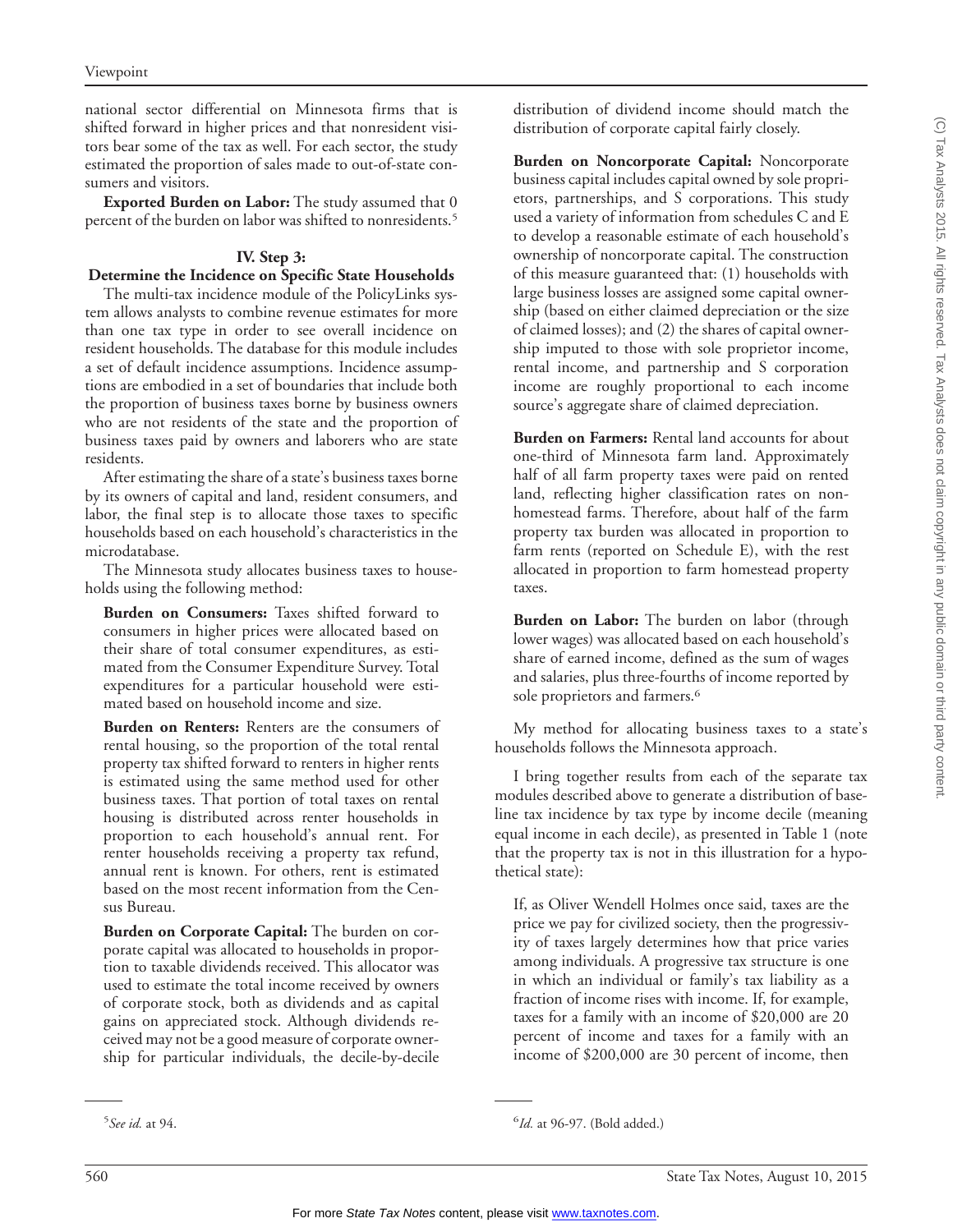national sector differential on Minnesota firms that is shifted forward in higher prices and that nonresident visitors bear some of the tax as well. For each sector, the study estimated the proportion of sales made to out-of-state consumers and visitors.

**Exported Burden on Labor:** The study assumed that 0 percent of the burden on labor was shifted to nonresidents.[5]

### IV. Step 3: Determine the Incidence on Specific State Households

The multi-tax incidence module of the PolicyLinks system allows analysts to combine revenue estimates for more than one tax type in order to see overall incidence on resident households. The database for this module includes a set of default incidence assumptions. Incidence assumptions are embodied in a set of boundaries that include both the proportion of business taxes borne by business owners who are not residents of the state and the proportion of business taxes paid by owners and laborers who are state residents.

After estimating the share of a state's business taxes borne by its owners of capital and land, resident consumers, and labor, the final step is to allocate those taxes to specific households based on each household's characteristics in the microdatabase.

The Minnesota study allocates business taxes to households using the following method:

> **Burden on Consumers:** Taxes shifted forward to consumers in higher prices were allocated based on their share of total consumer expenditures, as estimated from the Consumer Expenditure Survey. Total expenditures for a particular household were estimated based on household income and size.
>
> **Burden on Renters:** Renters are the consumers of rental housing, so the proportion of the total rental property tax shifted forward to renters in higher rents is estimated using the same method used for other business taxes. That portion of total taxes on rental housing is distributed across renter households in proportion to each household's annual rent. For renter households receiving a property tax refund, annual rent is known. For others, rent is estimated based on the most recent information from the Census Bureau.
>
> **Burden on Corporate Capital:** The burden on corporate capital was allocated to households in proportion to taxable dividends received. This allocator was used to estimate the total income received by owners of corporate stock, both as dividends and as capital gains on appreciated stock. Although dividends received may not be a good measure of corporate ownership for particular individuals, the decile-by-decile distribution of dividend income should match the distribution of corporate capital fairly closely.
>
> **Burden on Noncorporate Capital:** Noncorporate business capital includes capital owned by sole proprietors, partnerships, and S corporations. This study used a variety of information from schedules C and E to develop a reasonable estimate of each household's ownership of noncorporate capital. The construction of this measure guaranteed that: (1) households with large business losses are assigned some capital ownership (based on either claimed depreciation or the size of claimed losses); and (2) the shares of capital ownership imputed to those with sole proprietor income, rental income, and partnership and S corporation income are roughly proportional to each income source's aggregate share of claimed depreciation.
>
> **Burden on Farmers:** Rental land accounts for about one-third of Minnesota farm land. Approximately half of all farm property taxes were paid on rented land, reflecting higher classification rates on nonhomestead farms. Therefore, about half of the farm property tax burden was allocated in proportion to farm rents (reported on Schedule E), with the rest allocated in proportion to farm homestead property taxes.
>
> **Burden on Labor:** The burden on labor (through lower wages) was allocated based on each household's share of earned income, defined as the sum of wages and salaries, plus three-fourths of income reported by sole proprietors and farmers.[6]

My method for allocating business taxes to a state's households follows the Minnesota approach.

I bring together results from each of the separate tax modules described above to generate a distribution of baseline tax incidence by tax type by income decile (meaning equal income in each decile), as presented in Table 1 (note that the property tax is not in this illustration for a hypothetical state):

> If, as Oliver Wendell Holmes once said, taxes are the price we pay for civilized society, then the progressivity of taxes largely determines how that price varies among individuals. A progressive tax structure is one in which an individual or family's tax liability as a fraction of income rises with income. If, for example, taxes for a family with an income of $20,000 are 20 percent of income and taxes for a family with an income of $200,000 are 30 percent of income, then

---

[5] *See id.* at 94.

[6] *Id.* at 96-97. (Bold added.)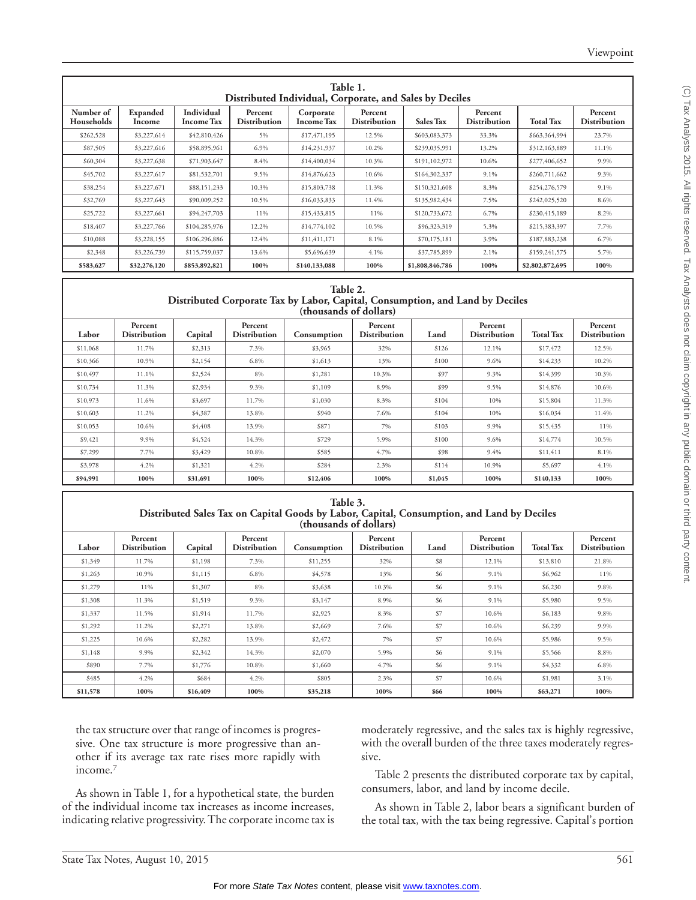**Table 1.**
**Distributed Individual, Corporate, and Sales by Deciles**

| Number of Households | Expanded Income | Individual Income Tax | Percent Distribution | Corporate Income Tax | Percent Distribution | Sales Tax | Percent Distribution | Total Tax | Percent Distribution |
|---|---|---|---|---|---|---|---|---|---|
| $262,528 | $3,227,614 | $42,810,426 | 5% | $17,471,195 | 12.5% | $603,083,373 | 33.3% | $663,364,994 | 23.7% |
| $87,505 | $3,227,616 | $58,895,961 | 6.9% | $14,231,937 | 10.2% | $239,035,991 | 13.2% | $312,163,889 | 11.1% |
| $60,304 | $3,227,638 | $71,903,647 | 8.4% | $14,400,034 | 10.3% | $191,102,972 | 10.6% | $277,406,652 | 9.9% |
| $45,702 | $3,227,617 | $81,532,701 | 9.5% | $14,876,623 | 10.6% | $164,302,337 | 9.1% | $260,711,662 | 9.3% |
| $38,254 | $3,227,671 | $88,151,233 | 10.3% | $15,803,738 | 11.3% | $150,321,608 | 8.3% | $254,276,579 | 9.1% |
| $32,769 | $3,227,643 | $90,009,252 | 10.5% | $16,033,833 | 11.4% | $135,982,434 | 7.5% | $242,025,520 | 8.6% |
| $25,722 | $3,227,661 | $94,247,703 | 11% | $15,433,815 | 11% | $120,733,672 | 6.7% | $230,415,189 | 8.2% |
| $18,407 | $3,227,766 | $104,285,976 | 12.2% | $14,774,102 | 10.5% | $96,323,319 | 5.3% | $215,383,397 | 7.7% |
| $10,088 | $3,228,155 | $106,296,886 | 12.4% | $11,411,171 | 8.1% | $70,175,181 | 3.9% | $187,883,238 | 6.7% |
| $2,348 | $3,226,739 | $115,759,037 | 13.6% | $5,696,639 | 4.1% | $37,785,899 | 2.1% | $159,241,575 | 5.7% |
| **$583,627** | **$32,276,120** | **$853,892,821** | **100%** | **$140,133,088** | **100%** | **$1,808,846,786** | **100%** | **$2,802,872,695** | **100%** |

**Table 2.**
**Distributed Corporate Tax by Labor, Capital, Consumption, and Land by Deciles**
**(thousands of dollars)**

| Labor | Percent Distribution | Capital | Percent Distribution | Consumption | Percent Distribution | Land | Percent Distribution | Total Tax | Percent Distribution |
|---|---|---|---|---|---|---|---|---|---|
| $11,068 | 11.7% | $2,313 | 7.3% | $3,965 | 32% | $126 | 12.1% | $17,472 | 12.5% |
| $10,366 | 10.9% | $2,154 | 6.8% | $1,613 | 13% | $100 | 9.6% | $14,233 | 10.2% |
| $10,497 | 11.1% | $2,524 | 8% | $1,281 | 10.3% | $97 | 9.3% | $14,399 | 10.3% |
| $10,734 | 11.3% | $2,934 | 9.3% | $1,109 | 8.9% | $99 | 9.5% | $14,876 | 10.6% |
| $10,973 | 11.6% | $3,697 | 11.7% | $1,030 | 8.3% | $104 | 10% | $15,804 | 11.3% |
| $10,603 | 11.2% | $4,387 | 13.8% | $940 | 7.6% | $104 | 10% | $16,034 | 11.4% |
| $10,053 | 10.6% | $4,408 | 13.9% | $871 | 7% | $103 | 9.9% | $15,435 | 11% |
| $9,421 | 9.9% | $4,524 | 14.3% | $729 | 5.9% | $100 | 9.6% | $14,774 | 10.5% |
| $7,299 | 7.7% | $3,429 | 10.8% | $585 | 4.7% | $98 | 9.4% | $11,411 | 8.1% |
| $3,978 | 4.2% | $1,321 | 4.2% | $284 | 2.3% | $114 | 10.9% | $5,697 | 4.1% |
| **$94,991** | **100%** | **$31,691** | **100%** | **$12,406** | **100%** | **$1,045** | **100%** | **$140,133** | **100%** |

**Table 3.**
**Distributed Sales Tax on Capital Goods by Labor, Capital, Consumption, and Land by Deciles**
**(thousands of dollars)**

| Labor | Percent Distribution | Capital | Percent Distribution | Consumption | Percent Distribution | Land | Percent Distribution | Total Tax | Percent Distribution |
|---|---|---|---|---|---|---|---|---|---|
| $1,349 | 11.7% | $1,198 | 7.3% | $11,255 | 32% | $8 | 12.1% | $13,810 | 21.8% |
| $1,263 | 10.9% | $1,115 | 6.8% | $4,578 | 13% | $6 | 9.1% | $6,962 | 11% |
| $1,279 | 11% | $1,307 | 8% | $3,638 | 10.3% | $6 | 9.1% | $6,230 | 9.8% |
| $1,308 | 11.3% | $1,519 | 9.3% | $3,147 | 8.9% | $6 | 9.1% | $5,980 | 9.5% |
| $1,337 | 11.5% | $1,914 | 11.7% | $2,925 | 8.3% | $7 | 10.6% | $6,183 | 9.8% |
| $1,292 | 11.2% | $2,271 | 13.8% | $2,669 | 7.6% | $7 | 10.6% | $6,239 | 9.9% |
| $1,225 | 10.6% | $2,282 | 13.9% | $2,472 | 7% | $7 | 10.6% | $5,986 | 9.5% |
| $1,148 | 9.9% | $2,342 | 14.3% | $2,070 | 5.9% | $6 | 9.1% | $5,566 | 8.8% |
| $890 | 7.7% | $1,776 | 10.8% | $1,660 | 4.7% | $6 | 9.1% | $4,332 | 6.8% |
| $485 | 4.2% | $684 | 4.2% | $805 | 2.3% | $7 | 10.6% | $1,981 | 3.1% |
| **$11,578** | **100%** | **$16,409** | **100%** | **$35,218** | **100%** | **$66** | **100%** | **$63,271** | **100%** |

the tax structure over that range of incomes is progressive. One tax structure is more progressive than another if its average tax rate rises more rapidly with income.[7]

As shown in Table 1, for a hypothetical state, the burden of the individual income tax increases as income increases, indicating relative progressivity. The corporate income tax is moderately regressive, and the sales tax is highly regressive, with the overall burden of the three taxes moderately regressive.

Table 2 presents the distributed corporate tax by capital, consumers, labor, and land by income decile.

As shown in Table 2, labor bears a significant burden of the total tax, with the tax being regressive. Capital's portion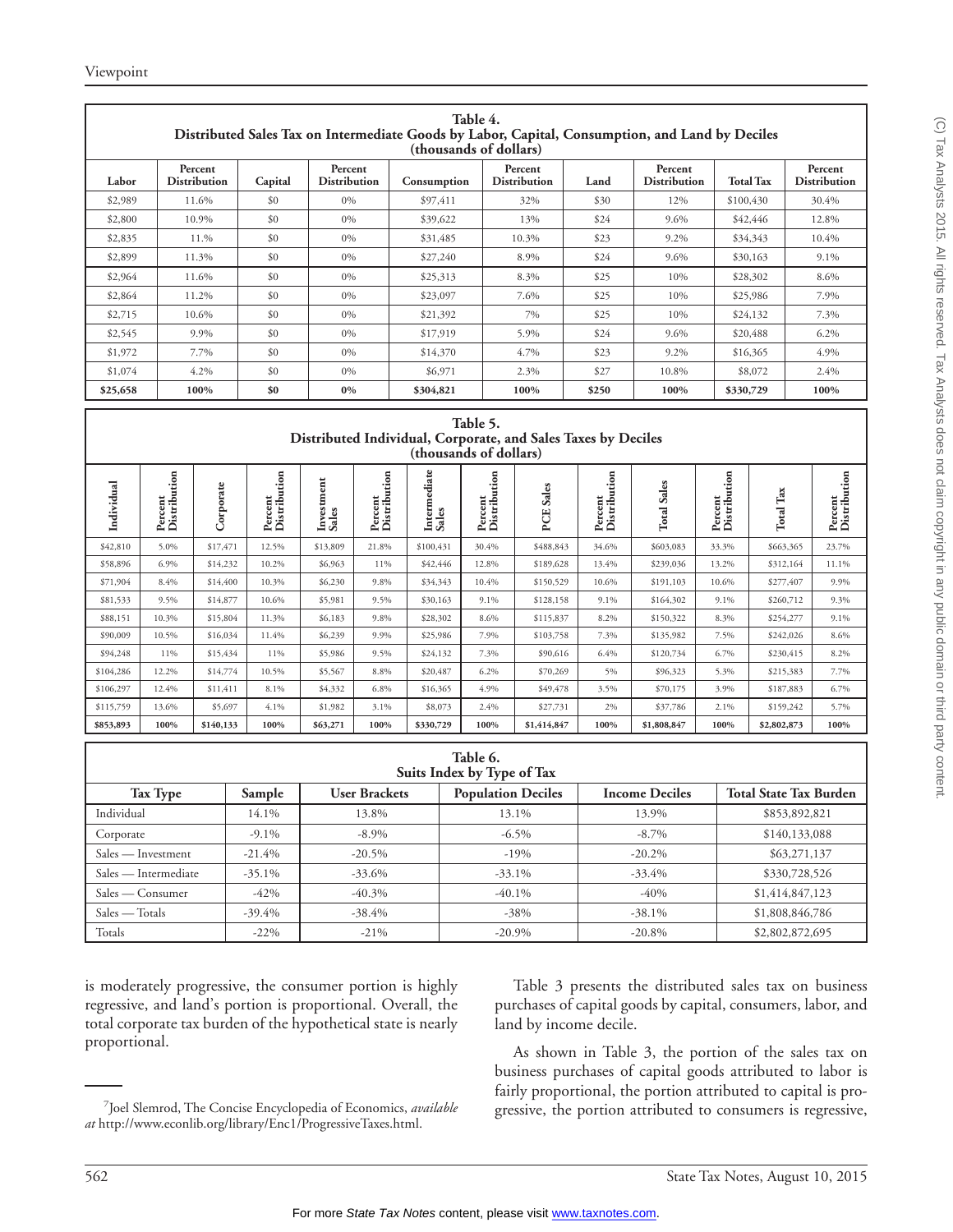**Table 4.**
**Distributed Sales Tax on Intermediate Goods by Labor, Capital, Consumption, and Land by Deciles**
**(thousands of dollars)**

| Labor | Percent Distribution | Capital | Percent Distribution | Consumption | Percent Distribution | Land | Percent Distribution | Total Tax | Percent Distribution |
|---|---|---|---|---|---|---|---|---|---|
| $2,989 | 11.6% | $0 | 0% | $97,411 | 32% | $30 | 12% | $100,430 | 30.4% |
| $2,800 | 10.9% | $0 | 0% | $39,622 | 13% | $24 | 9.6% | $42,446 | 12.8% |
| $2,835 | 11.% | $0 | 0% | $31,485 | 10.3% | $23 | 9.2% | $34,343 | 10.4% |
| $2,899 | 11.3% | $0 | 0% | $27,240 | 8.9% | $24 | 9.6% | $30,163 | 9.1% |
| $2,964 | 11.6% | $0 | 0% | $25,313 | 8.3% | $25 | 10% | $28,302 | 8.6% |
| $2,864 | 11.2% | $0 | 0% | $23,097 | 7.6% | $25 | 10% | $25,986 | 7.9% |
| $2,715 | 10.6% | $0 | 0% | $21,392 | 7% | $25 | 10% | $24,132 | 7.3% |
| $2,545 | 9.9% | $0 | 0% | $17,919 | 5.9% | $24 | 9.6% | $20,488 | 6.2% |
| $1,972 | 7.7% | $0 | 0% | $14,370 | 4.7% | $23 | 9.2% | $16,365 | 4.9% |
| $1,074 | 4.2% | $0 | 0% | $6,971 | 2.3% | $27 | 10.8% | $8,072 | 2.4% |
| **$25,658** | **100%** | **$0** | **0%** | **$304,821** | **100%** | **$250** | **100%** | **$330,729** | **100%** |

**Table 5.**
**Distributed Individual, Corporate, and Sales Taxes by Deciles**
**(thousands of dollars)**

| Individual | Percent Distribution | Corporate | Percent Distribution | Investment Sales | Percent Distribution | Intermediate Sales | Percent Distribution | PCE Sales | Percent Distribution | Total Sales | Percent Distribution | Total Tax | Percent Distribution |
|---|---|---|---|---|---|---|---|---|---|---|---|---|---|
| $42,810 | 5.0% | $17,471 | 12.5% | $13,809 | 21.8% | $100,431 | 30.4% | $488,843 | 34.6% | $603,083 | 33.3% | $663,365 | 23.7% |
| $58,896 | 6.9% | $14,232 | 10.2% | $6,963 | 11% | $42,446 | 12.8% | $189,628 | 13.4% | $239,036 | 13.2% | $312,164 | 11.1% |
| $71,904 | 8.4% | $14,400 | 10.3% | $6,230 | 9.8% | $34,343 | 10.4% | $150,529 | 10.6% | $191,103 | 10.6% | $277,407 | 9.9% |
| $81,533 | 9.5% | $14,877 | 10.6% | $5,981 | 9.5% | $30,163 | 9.1% | $128,158 | 9.1% | $164,302 | 9.1% | $260,712 | 9.3% |
| $88,151 | 10.3% | $15,804 | 11.3% | $6,183 | 9.8% | $28,302 | 8.6% | $115,837 | 8.2% | $150,322 | 8.3% | $254,277 | 9.1% |
| $90,009 | 10.5% | $16,034 | 11.4% | $6,239 | 9.9% | $25,986 | 7.9% | $103,758 | 7.3% | $135,982 | 7.5% | $242,026 | 8.6% |
| $94,248 | 11% | $15,434 | 11% | $5,986 | 9.5% | $24,132 | 7.3% | $90,616 | 6.4% | $120,734 | 6.7% | $230,415 | 8.2% |
| $104,286 | 12.2% | $14,774 | 10.5% | $5,567 | 8.8% | $20,487 | 6.2% | $70,269 | 5% | $96,323 | 5.3% | $215,383 | 7.7% |
| $106,297 | 12.4% | $11,411 | 8.1% | $4,332 | 6.8% | $16,365 | 4.9% | $49,478 | 3.5% | $70,175 | 3.9% | $187,883 | 6.7% |
| $115,759 | 13.6% | $5,697 | 4.1% | $1,982 | 3.1% | $8,073 | 2.4% | $27,731 | 2% | $37,786 | 2.1% | $159,242 | 5.7% |
| **$853,893** | **100%** | **$140,133** | **100%** | **$63,271** | **100%** | **$330,729** | **100%** | **$1,414,847** | **100%** | **$1,808,847** | **100%** | **$2,802,873** | **100%** |

**Table 6.**
**Suits Index by Type of Tax**

| Tax Type | Sample | User Brackets | Population Deciles | Income Deciles | Total State Tax Burden |
|---|---|---|---|---|---|
| Individual | 14.1% | 13.8% | 13.1% | 13.9% | $853,892,821 |
| Corporate | -9.1% | -8.9% | -6.5% | -8.7% | $140,133,088 |
| Sales — Investment | -21.4% | -20.5% | -19% | -20.2% | $63,271,137 |
| Sales — Intermediate | -35.1% | -33.6% | -33.1% | -33.4% | $330,728,526 |
| Sales — Consumer | -42% | -40.3% | -40.1% | -40% | $1,414,847,123 |
| Sales — Totals | -39.4% | -38.4% | -38% | -38.1% | $1,808,846,786 |
| Totals | -22% | -21% | -20.9% | -20.8% | $2,802,872,695 |

is moderately progressive, the consumer portion is highly regressive, and land's portion is proportional. Overall, the total corporate tax burden of the hypothetical state is nearly proportional.

Table 3 presents the distributed sales tax on business purchases of capital goods by capital, consumers, labor, and land by income decile.

As shown in Table 3, the portion of the sales tax on business purchases of capital goods attributed to labor is fairly proportional, the portion attributed to capital is progressive, the portion attributed to consumers is regressive,

---

[7] Joel Slemrod, The Concise Encyclopedia of Economics, *available at* http://www.econlib.org/library/Enc1/ProgressiveTaxes.html.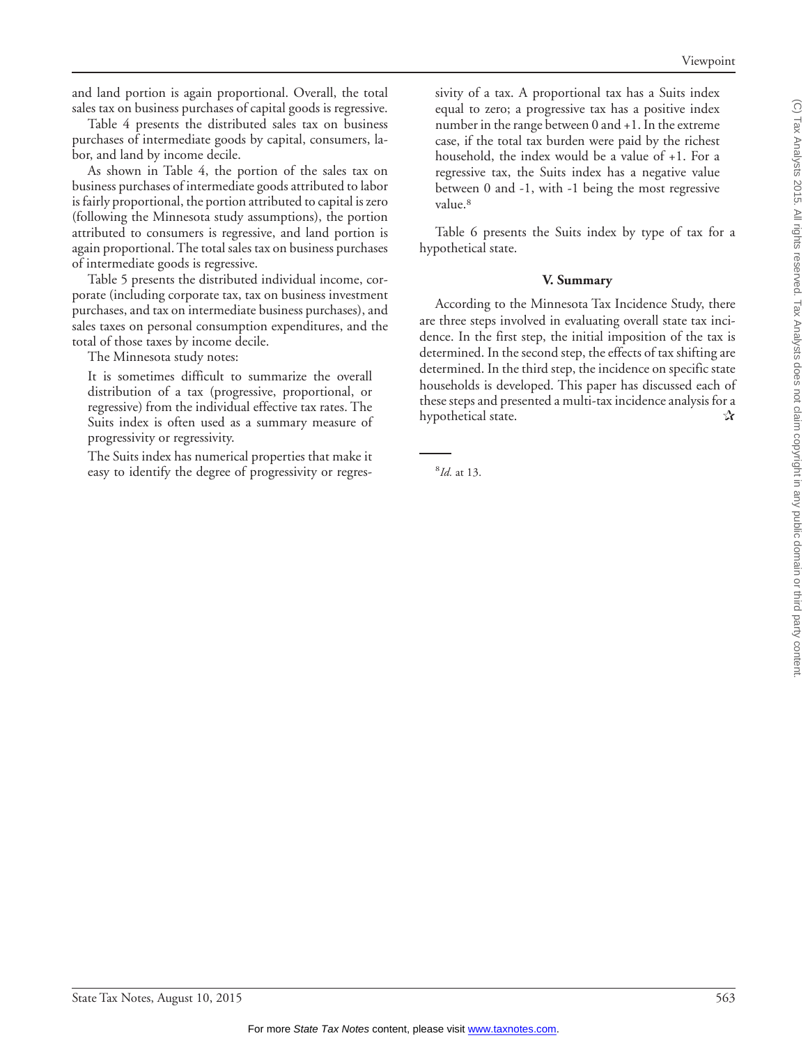and land portion is again proportional. Overall, the total sales tax on business purchases of capital goods is regressive.

Table 4 presents the distributed sales tax on business purchases of intermediate goods by capital, consumers, labor, and land by income decile.

As shown in Table 4, the portion of the sales tax on business purchases of intermediate goods attributed to labor is fairly proportional, the portion attributed to capital is zero (following the Minnesota study assumptions), the portion attributed to consumers is regressive, and land portion is again proportional. The total sales tax on business purchases of intermediate goods is regressive.

Table 5 presents the distributed individual income, corporate (including corporate tax, tax on business investment purchases, and tax on intermediate business purchases), and sales taxes on personal consumption expenditures, and the total of those taxes by income decile.

The Minnesota study notes:

> It is sometimes difficult to summarize the overall distribution of a tax (progressive, proportional, or regressive) from the individual effective tax rates. The Suits index is often used as a summary measure of progressivity or regressivity.
>
> The Suits index has numerical properties that make it easy to identify the degree of progressivity or regressivity of a tax. A proportional tax has a Suits index equal to zero; a progressive tax has a positive index number in the range between 0 and +1. In the extreme case, if the total tax burden were paid by the richest household, the index would be a value of +1. For a regressive tax, the Suits index has a negative value between 0 and -1, with -1 being the most regressive value.[8]

Table 6 presents the Suits index by type of tax for a hypothetical state.

## V. Summary

According to the Minnesota Tax Incidence Study, there are three steps involved in evaluating overall state tax incidence. In the first step, the initial imposition of the tax is determined. In the second step, the effects of tax shifting are determined. In the third step, the incidence on specific state households is developed. This paper has discussed each of these steps and presented a multi-tax incidence analysis for a hypothetical state. ☆

---

[8] *Id.* at 13.